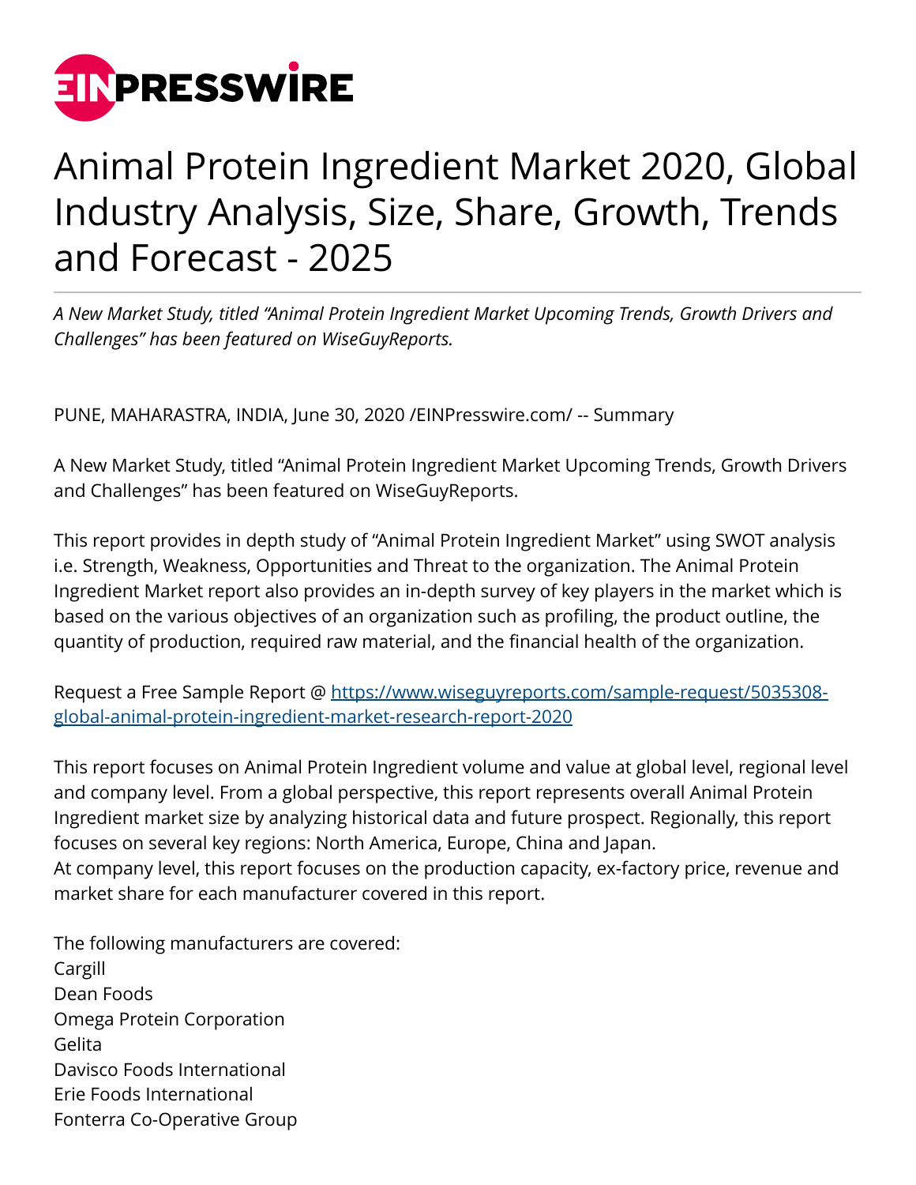# Animal Protein Ingredient Market 2020, Global Industry Analysis, Size, Share, Growth, Trends and Forecast - 2025

*A New Market Study, titled "Animal Protein Ingredient Market Upcoming Trends, Growth Drivers and Challenges" has been featured on WiseGuyReports.*

PUNE, MAHARASTRA, INDIA, June 30, 2020 /EINPresswire.com/ -- Summary

A New Market Study, titled "Animal Protein Ingredient Market Upcoming Trends, Growth Drivers and Challenges" has been featured on WiseGuyReports.

This report provides in depth study of "Animal Protein Ingredient Market" using SWOT analysis i.e. Strength, Weakness, Opportunities and Threat to the organization. The Animal Protein Ingredient Market report also provides an in-depth survey of key players in the market which is based on the various objectives of an organization such as profiling, the product outline, the quantity of production, required raw material, and the financial health of the organization.

Request a Free Sample Report @ [https://www.wiseguyreports.com/sample-request/5035308-global-animal-protein-ingredient-market-research-report-2020](https://www.wiseguyreports.com/sample-request/5035308-global-animal-protein-ingredient-market-research-report-2020)

This report focuses on Animal Protein Ingredient volume and value at global level, regional level and company level. From a global perspective, this report represents overall Animal Protein Ingredient market size by analyzing historical data and future prospect. Regionally, this report focuses on several key regions: North America, Europe, China and Japan.
At company level, this report focuses on the production capacity, ex-factory price, revenue and market share for each manufacturer covered in this report.

The following manufacturers are covered:
Cargill
Dean Foods
Omega Protein Corporation
Gelita
Davisco Foods International
Erie Foods International
Fonterra Co-Operative Group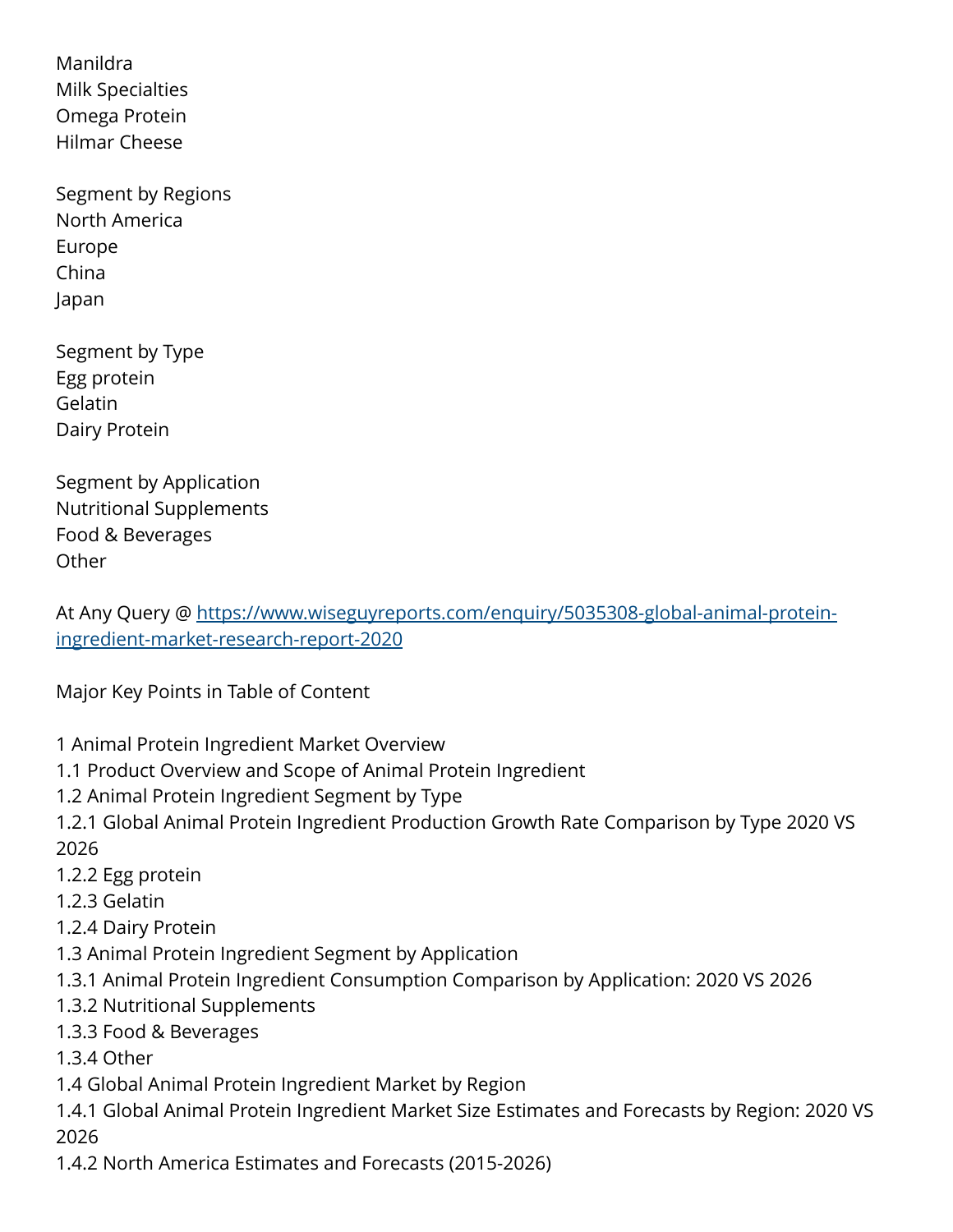Manildra
Milk Specialties
Omega Protein
Hilmar Cheese

Segment by Regions
North America
Europe
China
Japan

Segment by Type
Egg protein
Gelatin
Dairy Protein

Segment by Application
Nutritional Supplements
Food & Beverages
Other

At Any Query @ [https://www.wiseguyreports.com/enquiry/5035308-global-animal-protein-ingredient-market-research-report-2020](https://www.wiseguyreports.com/enquiry/5035308-global-animal-protein-ingredient-market-research-report-2020)

Major Key Points in Table of Content

1 Animal Protein Ingredient Market Overview
1.1 Product Overview and Scope of Animal Protein Ingredient
1.2 Animal Protein Ingredient Segment by Type
1.2.1 Global Animal Protein Ingredient Production Growth Rate Comparison by Type 2020 VS 2026
1.2.2 Egg protein
1.2.3 Gelatin
1.2.4 Dairy Protein
1.3 Animal Protein Ingredient Segment by Application
1.3.1 Animal Protein Ingredient Consumption Comparison by Application: 2020 VS 2026
1.3.2 Nutritional Supplements
1.3.3 Food & Beverages
1.3.4 Other
1.4 Global Animal Protein Ingredient Market by Region
1.4.1 Global Animal Protein Ingredient Market Size Estimates and Forecasts by Region: 2020 VS 2026
1.4.2 North America Estimates and Forecasts (2015-2026)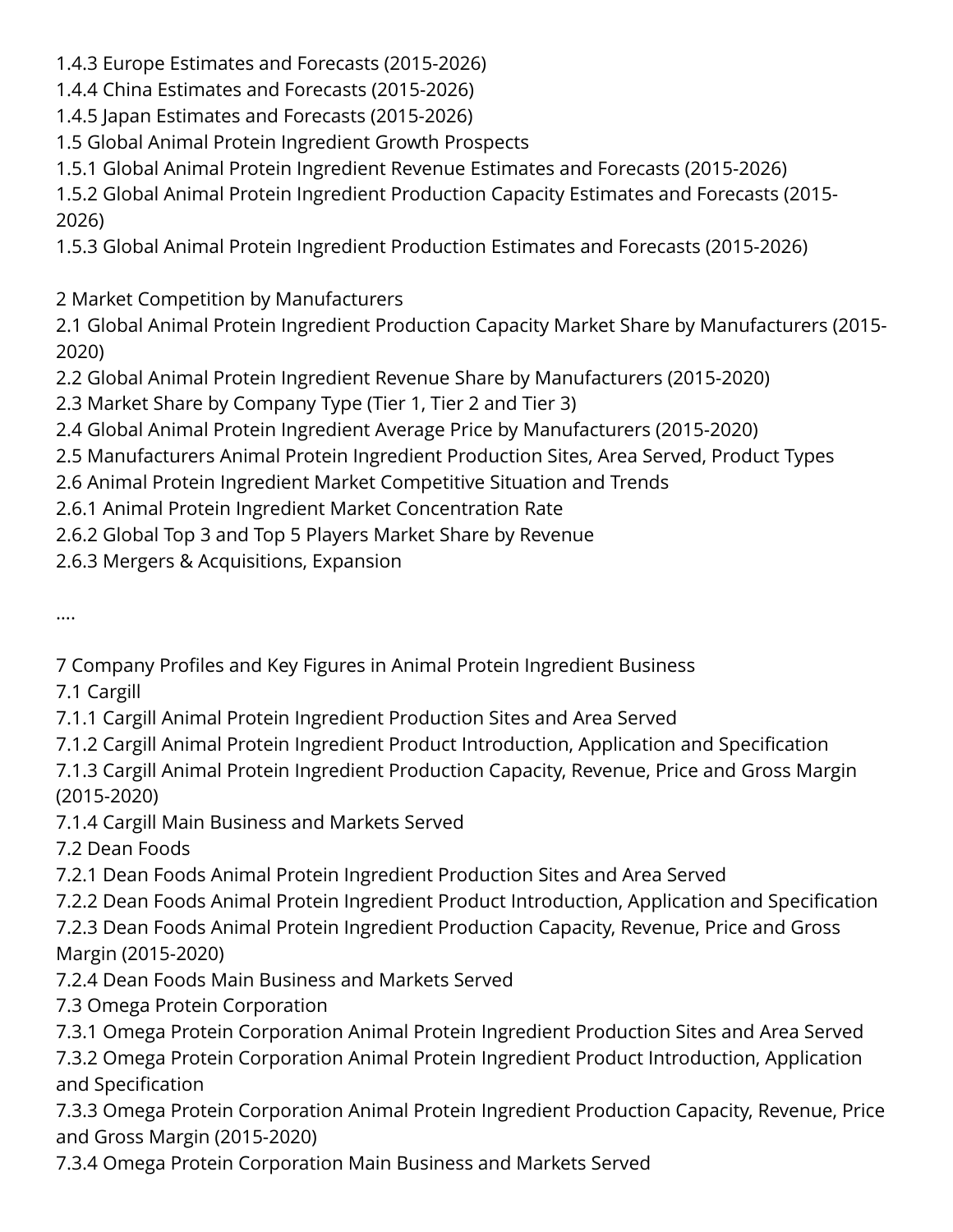1.4.3 Europe Estimates and Forecasts (2015-2026)
1.4.4 China Estimates and Forecasts (2015-2026)
1.4.5 Japan Estimates and Forecasts (2015-2026)
1.5 Global Animal Protein Ingredient Growth Prospects
1.5.1 Global Animal Protein Ingredient Revenue Estimates and Forecasts (2015-2026)
1.5.2 Global Animal Protein Ingredient Production Capacity Estimates and Forecasts (2015-2026)
1.5.3 Global Animal Protein Ingredient Production Estimates and Forecasts (2015-2026)

2 Market Competition by Manufacturers
2.1 Global Animal Protein Ingredient Production Capacity Market Share by Manufacturers (2015-2020)
2.2 Global Animal Protein Ingredient Revenue Share by Manufacturers (2015-2020)
2.3 Market Share by Company Type (Tier 1, Tier 2 and Tier 3)
2.4 Global Animal Protein Ingredient Average Price by Manufacturers (2015-2020)
2.5 Manufacturers Animal Protein Ingredient Production Sites, Area Served, Product Types
2.6 Animal Protein Ingredient Market Competitive Situation and Trends
2.6.1 Animal Protein Ingredient Market Concentration Rate
2.6.2 Global Top 3 and Top 5 Players Market Share by Revenue
2.6.3 Mergers & Acquisitions, Expansion

....

7 Company Profiles and Key Figures in Animal Protein Ingredient Business
7.1 Cargill
7.1.1 Cargill Animal Protein Ingredient Production Sites and Area Served
7.1.2 Cargill Animal Protein Ingredient Product Introduction, Application and Specification
7.1.3 Cargill Animal Protein Ingredient Production Capacity, Revenue, Price and Gross Margin (2015-2020)
7.1.4 Cargill Main Business and Markets Served
7.2 Dean Foods
7.2.1 Dean Foods Animal Protein Ingredient Production Sites and Area Served
7.2.2 Dean Foods Animal Protein Ingredient Product Introduction, Application and Specification
7.2.3 Dean Foods Animal Protein Ingredient Production Capacity, Revenue, Price and Gross Margin (2015-2020)
7.2.4 Dean Foods Main Business and Markets Served
7.3 Omega Protein Corporation
7.3.1 Omega Protein Corporation Animal Protein Ingredient Production Sites and Area Served
7.3.2 Omega Protein Corporation Animal Protein Ingredient Product Introduction, Application and Specification
7.3.3 Omega Protein Corporation Animal Protein Ingredient Production Capacity, Revenue, Price and Gross Margin (2015-2020)
7.3.4 Omega Protein Corporation Main Business and Markets Served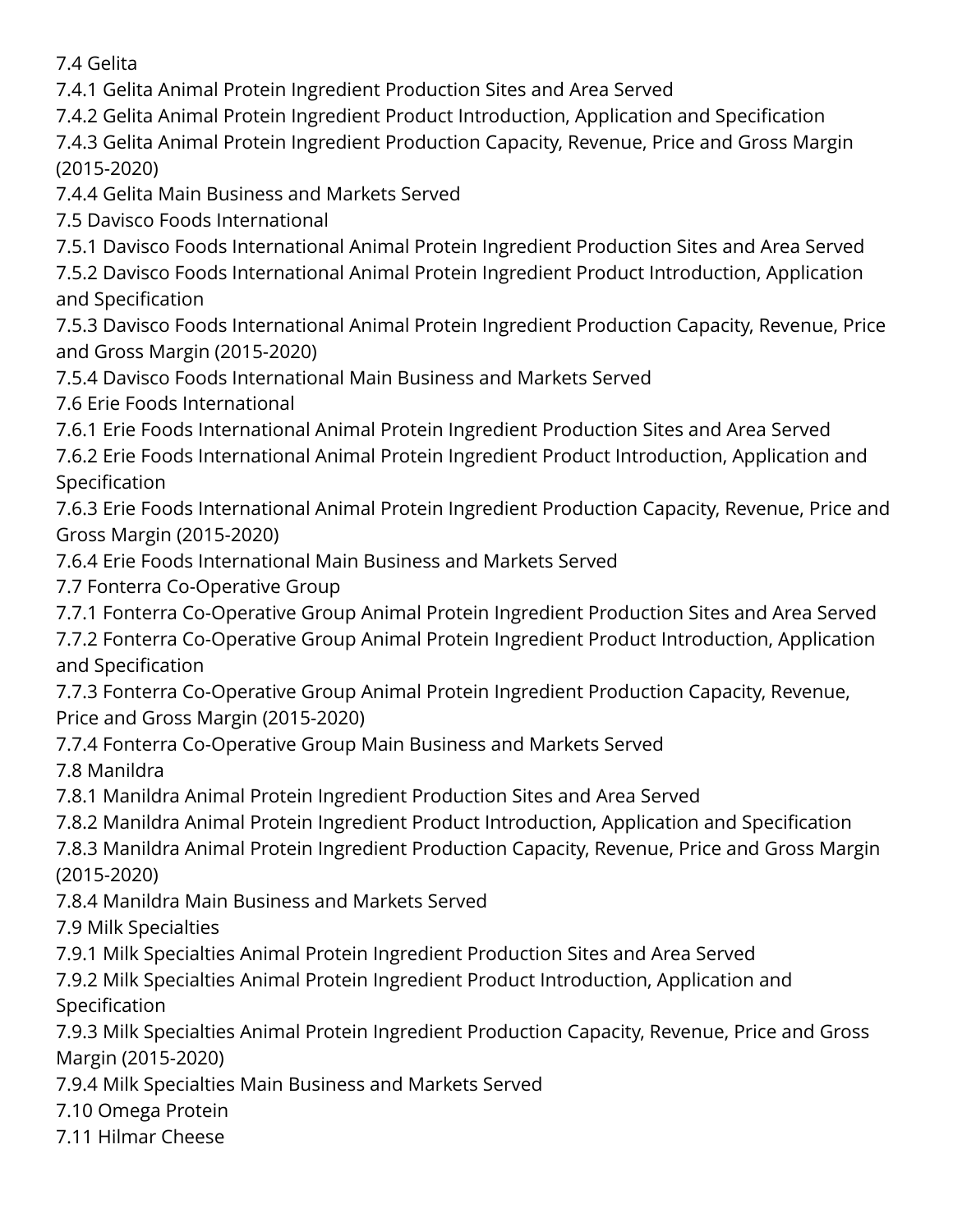7.4 Gelita
7.4.1 Gelita Animal Protein Ingredient Production Sites and Area Served
7.4.2 Gelita Animal Protein Ingredient Product Introduction, Application and Specification
7.4.3 Gelita Animal Protein Ingredient Production Capacity, Revenue, Price and Gross Margin (2015-2020)
7.4.4 Gelita Main Business and Markets Served
7.5 Davisco Foods International
7.5.1 Davisco Foods International Animal Protein Ingredient Production Sites and Area Served
7.5.2 Davisco Foods International Animal Protein Ingredient Product Introduction, Application and Specification
7.5.3 Davisco Foods International Animal Protein Ingredient Production Capacity, Revenue, Price and Gross Margin (2015-2020)
7.5.4 Davisco Foods International Main Business and Markets Served
7.6 Erie Foods International
7.6.1 Erie Foods International Animal Protein Ingredient Production Sites and Area Served
7.6.2 Erie Foods International Animal Protein Ingredient Product Introduction, Application and Specification
7.6.3 Erie Foods International Animal Protein Ingredient Production Capacity, Revenue, Price and Gross Margin (2015-2020)
7.6.4 Erie Foods International Main Business and Markets Served
7.7 Fonterra Co-Operative Group
7.7.1 Fonterra Co-Operative Group Animal Protein Ingredient Production Sites and Area Served
7.7.2 Fonterra Co-Operative Group Animal Protein Ingredient Product Introduction, Application and Specification
7.7.3 Fonterra Co-Operative Group Animal Protein Ingredient Production Capacity, Revenue, Price and Gross Margin (2015-2020)
7.7.4 Fonterra Co-Operative Group Main Business and Markets Served
7.8 Manildra
7.8.1 Manildra Animal Protein Ingredient Production Sites and Area Served
7.8.2 Manildra Animal Protein Ingredient Product Introduction, Application and Specification
7.8.3 Manildra Animal Protein Ingredient Production Capacity, Revenue, Price and Gross Margin (2015-2020)
7.8.4 Manildra Main Business and Markets Served
7.9 Milk Specialties
7.9.1 Milk Specialties Animal Protein Ingredient Production Sites and Area Served
7.9.2 Milk Specialties Animal Protein Ingredient Product Introduction, Application and Specification
7.9.3 Milk Specialties Animal Protein Ingredient Production Capacity, Revenue, Price and Gross Margin (2015-2020)
7.9.4 Milk Specialties Main Business and Markets Served
7.10 Omega Protein
7.11 Hilmar Cheese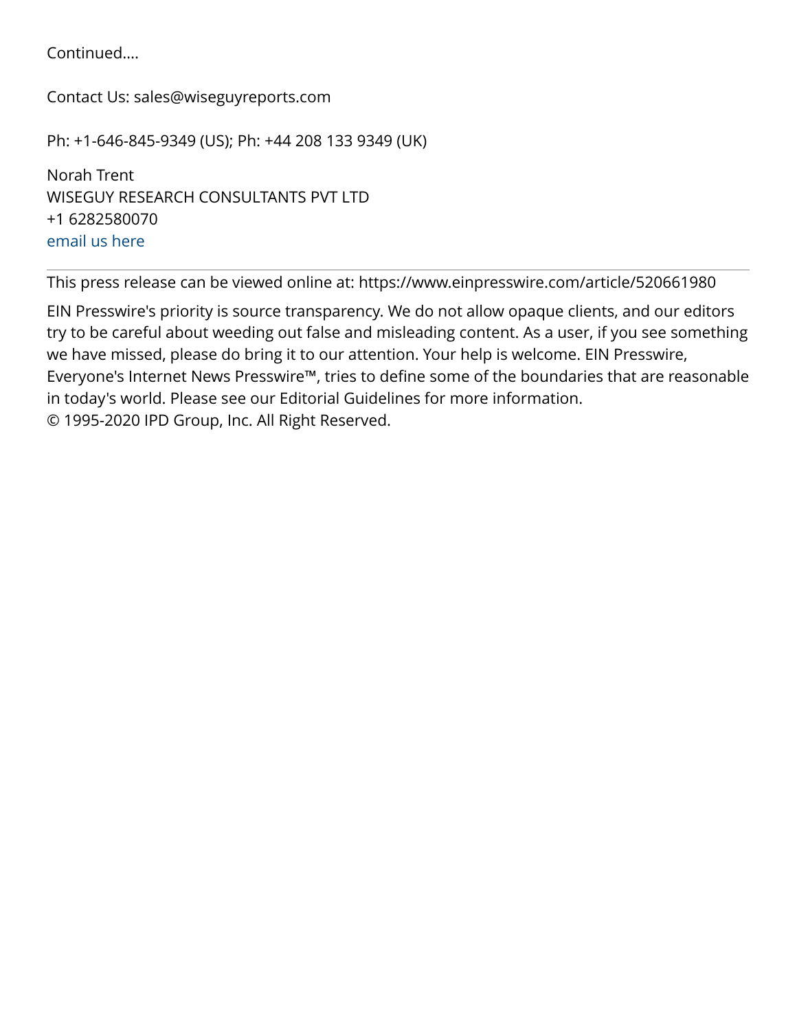Continued....

Contact Us: sales@wiseguyreports.com

Ph: +1-646-845-9349 (US); Ph: +44 208 133 9349 (UK)

Norah Trent
WISEGUY RESEARCH CONSULTANTS PVT LTD
+1 6282580070
email us here

---

This press release can be viewed online at: https://www.einpresswire.com/article/520661980

EIN Presswire's priority is source transparency. We do not allow opaque clients, and our editors try to be careful about weeding out false and misleading content. As a user, if you see something we have missed, please do bring it to our attention. Your help is welcome. EIN Presswire, Everyone's Internet News Presswire™, tries to define some of the boundaries that are reasonable in today's world. Please see our Editorial Guidelines for more information.
© 1995-2020 IPD Group, Inc. All Right Reserved.